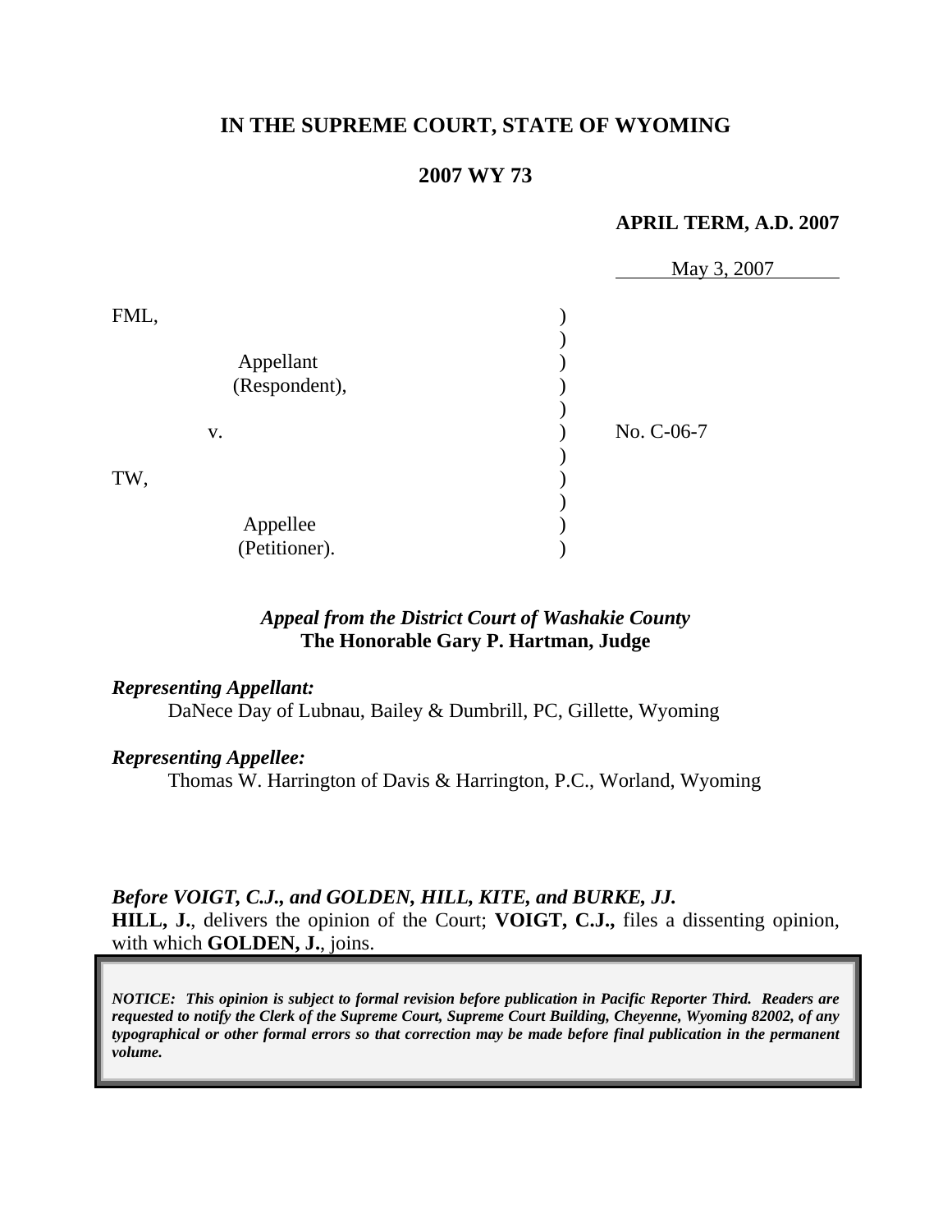**IN THE SUPREME COURT, STATE OF WYOMING**

**2007 WY 73**

**APRIL TERM, A.D. 2007**

May 3, 2007

| | | |
|---|---|---|
| FML,<br><br>Appellant<br>(Respondent),<br><br>v.<br><br>TW,<br><br>Appellee<br>(Petitioner). | ) | No. C-06-7 |

*Appeal from the District Court of Washakie County*
**The Honorable Gary P. Hartman, Judge**

***Representing Appellant:***

DaNece Day of Lubnau, Bailey & Dumbrill, PC, Gillette, Wyoming

***Representing Appellee:***

Thomas W. Harrington of Davis & Harrington, P.C., Worland, Wyoming

***Before VOIGT, C.J., and GOLDEN, HILL, KITE, and BURKE, JJ.***

**HILL, J.**, delivers the opinion of the Court; **VOIGT, C.J.,** files a dissenting opinion, with which **GOLDEN, J.**, joins.

***NOTICE: This opinion is subject to formal revision before publication in Pacific Reporter Third. Readers are requested to notify the Clerk of the Supreme Court, Supreme Court Building, Cheyenne, Wyoming 82002, of any typographical or other formal errors so that correction may be made before final publication in the permanent volume.***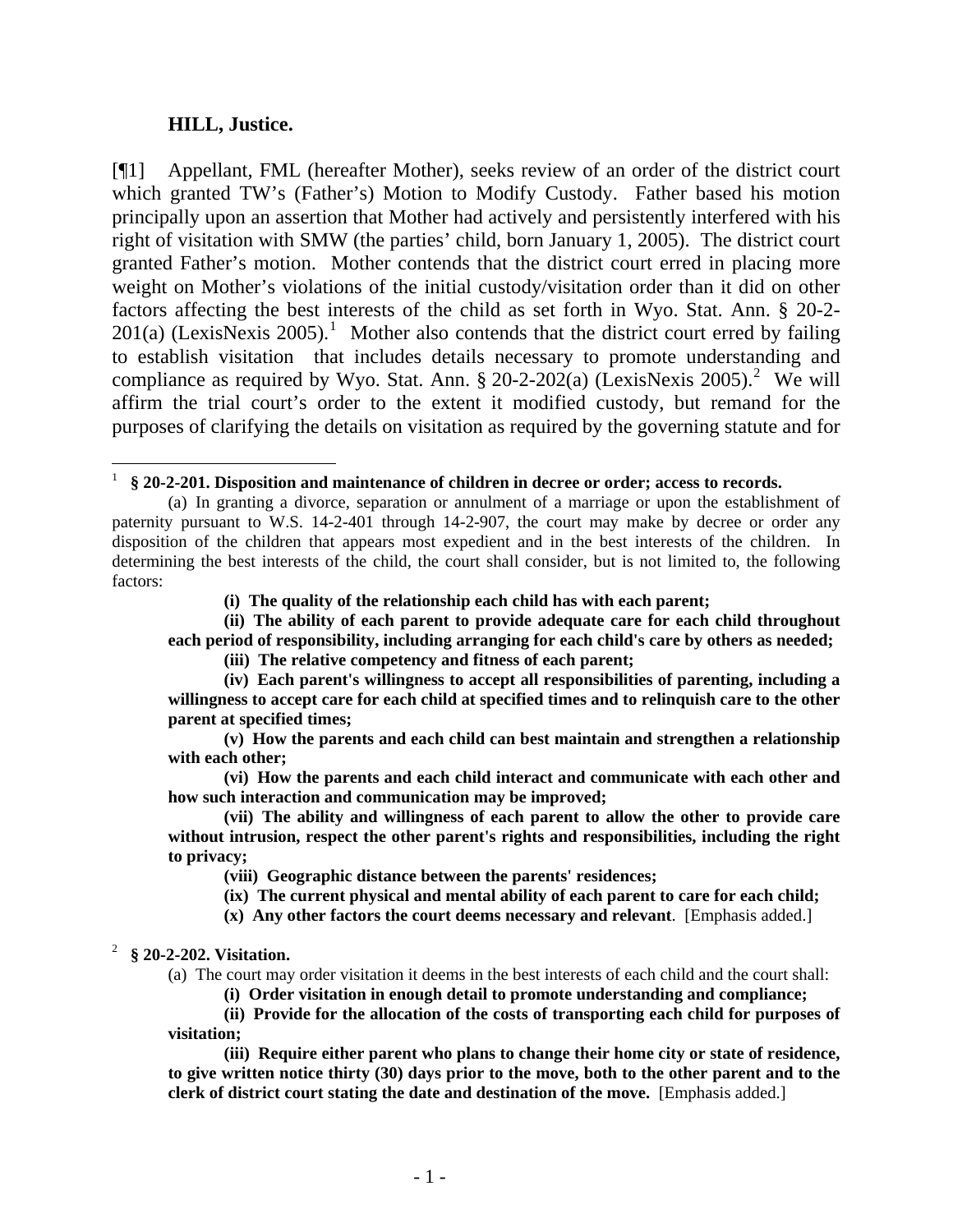**HILL, Justice.**

[¶1] Appellant, FML (hereafter Mother), seeks review of an order of the district court which granted TW's (Father's) Motion to Modify Custody. Father based his motion principally upon an assertion that Mother had actively and persistently interfered with his right of visitation with SMW (the parties' child, born January 1, 2005). The district court granted Father's motion. Mother contends that the district court erred in placing more weight on Mother's violations of the initial custody/visitation order than it did on other factors affecting the best interests of the child as set forth in Wyo. Stat. Ann. § 20-2-201(a) (LexisNexis 2005).[1] Mother also contends that the district court erred by failing to establish visitation that includes details necessary to promote understanding and compliance as required by Wyo. Stat. Ann. § 20-2-202(a) (LexisNexis 2005).[2] We will affirm the trial court's order to the extent it modified custody, but remand for the purposes of clarifying the details on visitation as required by the governing statute and for

---

[1] **§ 20-2-201. Disposition and maintenance of children in decree or order; access to records.**

(a) In granting a divorce, separation or annulment of a marriage or upon the establishment of paternity pursuant to W.S. 14-2-401 through 14-2-907, the court may make by decree or order any disposition of the children that appears most expedient and in the best interests of the children. In determining the best interests of the child, the court shall consider, but is not limited to, the following factors:

**(i) The quality of the relationship each child has with each parent;**

**(ii) The ability of each parent to provide adequate care for each child throughout each period of responsibility, including arranging for each child's care by others as needed;**

**(iii) The relative competency and fitness of each parent;**

**(iv) Each parent's willingness to accept all responsibilities of parenting, including a willingness to accept care for each child at specified times and to relinquish care to the other parent at specified times;**

**(v) How the parents and each child can best maintain and strengthen a relationship with each other;**

**(vi) How the parents and each child interact and communicate with each other and how such interaction and communication may be improved;**

**(vii) The ability and willingness of each parent to allow the other to provide care without intrusion, respect the other parent's rights and responsibilities, including the right to privacy;**

**(viii) Geographic distance between the parents' residences;**

**(ix) The current physical and mental ability of each parent to care for each child;**

**(x) Any other factors the court deems necessary and relevant**. [Emphasis added.]

[2] **§ 20-2-202. Visitation.**

(a) The court may order visitation it deems in the best interests of each child and the court shall:

**(i) Order visitation in enough detail to promote understanding and compliance;**

**(ii) Provide for the allocation of the costs of transporting each child for purposes of visitation;**

**(iii) Require either parent who plans to change their home city or state of residence, to give written notice thirty (30) days prior to the move, both to the other parent and to the clerk of district court stating the date and destination of the move.** [Emphasis added.]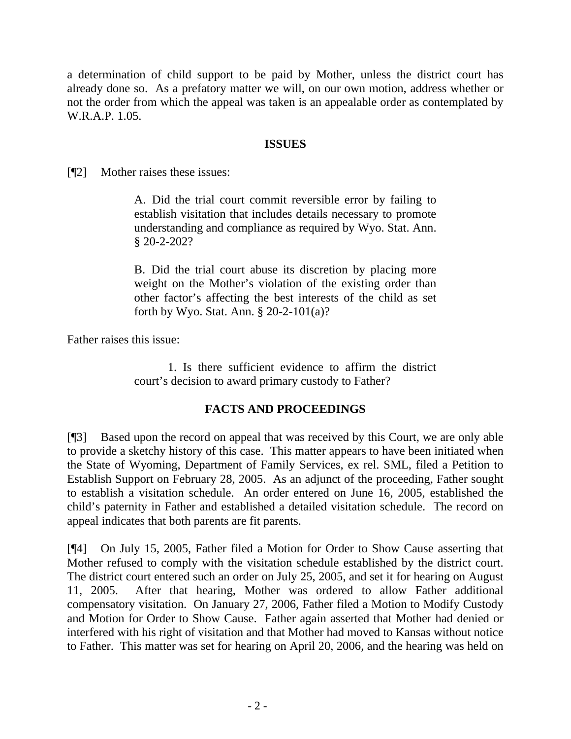a determination of child support to be paid by Mother, unless the district court has already done so. As a prefatory matter we will, on our own motion, address whether or not the order from which the appeal was taken is an appealable order as contemplated by W.R.A.P. 1.05.

## ISSUES

[¶2] Mother raises these issues:

> A. Did the trial court commit reversible error by failing to establish visitation that includes details necessary to promote understanding and compliance as required by Wyo. Stat. Ann. § 20-2-202?
>
> B. Did the trial court abuse its discretion by placing more weight on the Mother's violation of the existing order than other factor's affecting the best interests of the child as set forth by Wyo. Stat. Ann. § 20-2-101(a)?

Father raises this issue:

> 1. Is there sufficient evidence to affirm the district court's decision to award primary custody to Father?

## FACTS AND PROCEEDINGS

[¶3] Based upon the record on appeal that was received by this Court, we are only able to provide a sketchy history of this case. This matter appears to have been initiated when the State of Wyoming, Department of Family Services, ex rel. SML, filed a Petition to Establish Support on February 28, 2005. As an adjunct of the proceeding, Father sought to establish a visitation schedule. An order entered on June 16, 2005, established the child's paternity in Father and established a detailed visitation schedule. The record on appeal indicates that both parents are fit parents.

[¶4] On July 15, 2005, Father filed a Motion for Order to Show Cause asserting that Mother refused to comply with the visitation schedule established by the district court. The district court entered such an order on July 25, 2005, and set it for hearing on August 11, 2005. After that hearing, Mother was ordered to allow Father additional compensatory visitation. On January 27, 2006, Father filed a Motion to Modify Custody and Motion for Order to Show Cause. Father again asserted that Mother had denied or interfered with his right of visitation and that Mother had moved to Kansas without notice to Father. This matter was set for hearing on April 20, 2006, and the hearing was held on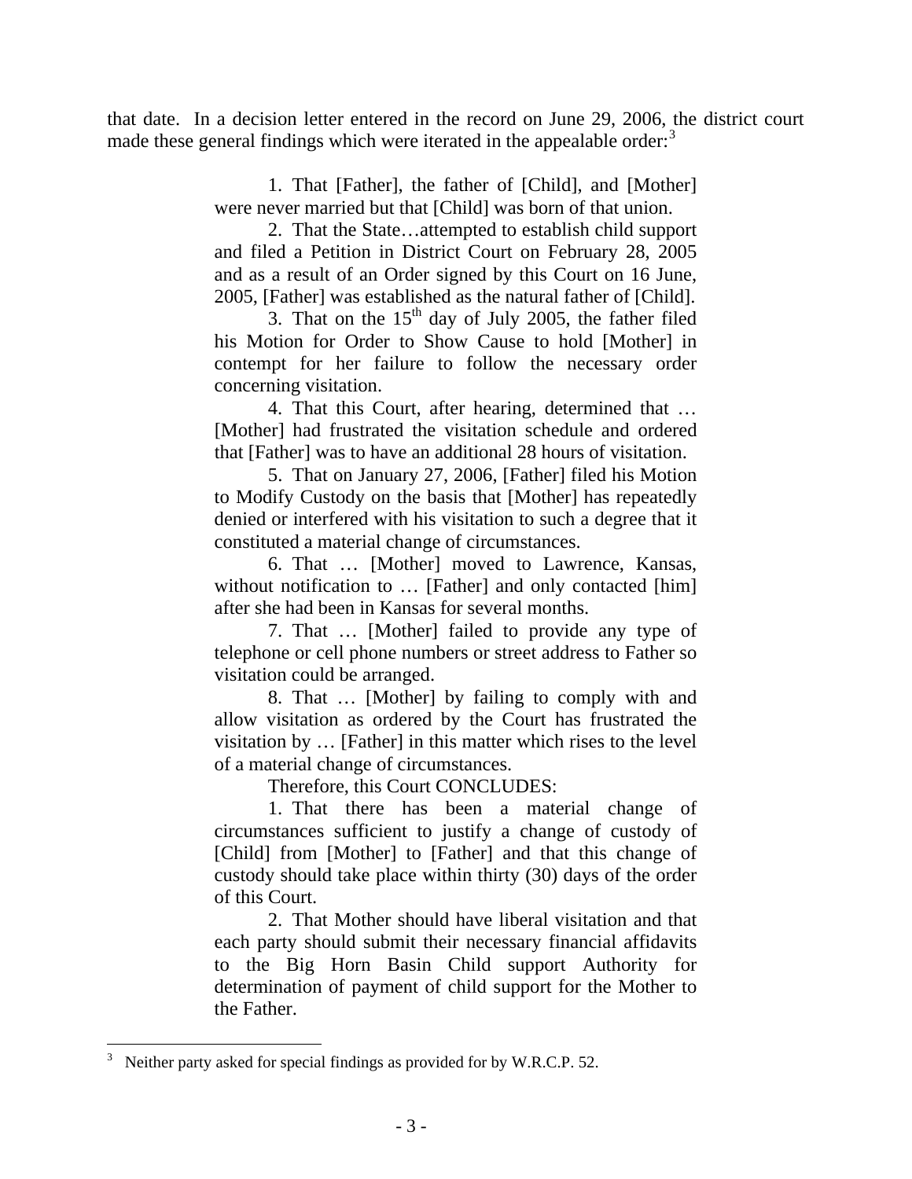that date. In a decision letter entered in the record on June 29, 2006, the district court made these general findings which were iterated in the appealable order:[3]

> 1. That [Father], the father of [Child], and [Mother] were never married but that [Child] was born of that union.
>
> 2. That the State…attempted to establish child support and filed a Petition in District Court on February 28, 2005 and as a result of an Order signed by this Court on 16 June, 2005, [Father] was established as the natural father of [Child].
>
> 3. That on the 15th day of July 2005, the father filed his Motion for Order to Show Cause to hold [Mother] in contempt for her failure to follow the necessary order concerning visitation.
>
> 4. That this Court, after hearing, determined that … [Mother] had frustrated the visitation schedule and ordered that [Father] was to have an additional 28 hours of visitation.
>
> 5. That on January 27, 2006, [Father] filed his Motion to Modify Custody on the basis that [Mother] has repeatedly denied or interfered with his visitation to such a degree that it constituted a material change of circumstances.
>
> 6. That … [Mother] moved to Lawrence, Kansas, without notification to … [Father] and only contacted [him] after she had been in Kansas for several months.
>
> 7. That … [Mother] failed to provide any type of telephone or cell phone numbers or street address to Father so visitation could be arranged.
>
> 8. That … [Mother] by failing to comply with and allow visitation as ordered by the Court has frustrated the visitation by … [Father] in this matter which rises to the level of a material change of circumstances.
>
> Therefore, this Court CONCLUDES:
>
> 1. That there has been a material change of circumstances sufficient to justify a change of custody of [Child] from [Mother] to [Father] and that this change of custody should take place within thirty (30) days of the order of this Court.
>
> 2. That Mother should have liberal visitation and that each party should submit their necessary financial affidavits to the Big Horn Basin Child support Authority for determination of payment of child support for the Mother to the Father.

---

[3] Neither party asked for special findings as provided for by W.R.C.P. 52.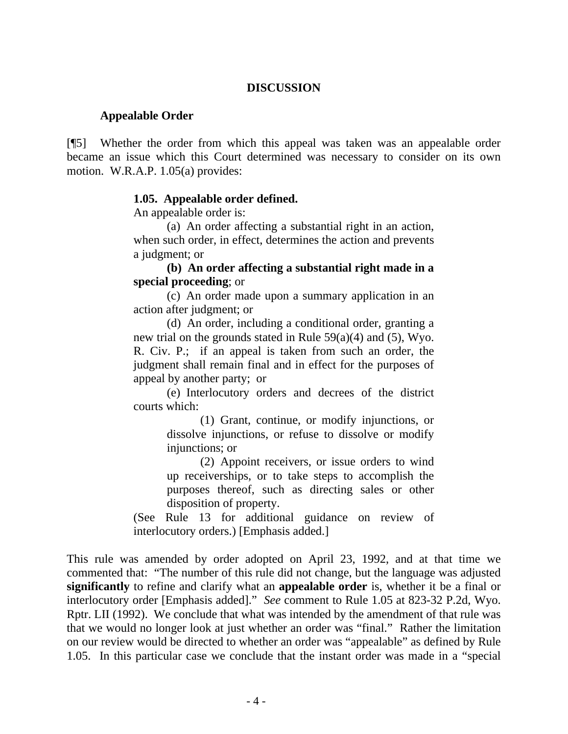## DISCUSSION

### Appealable Order

[¶5] Whether the order from which this appeal was taken was an appealable order became an issue which this Court determined was necessary to consider on its own motion. W.R.A.P. 1.05(a) provides:

> **1.05. Appealable order defined.**
> An appealable order is:
>
> (a) An order affecting a substantial right in an action, when such order, in effect, determines the action and prevents a judgment; or
>
> **(b) An order affecting a substantial right made in a special proceeding**; or
>
> (c) An order made upon a summary application in an action after judgment; or
>
> (d) An order, including a conditional order, granting a new trial on the grounds stated in Rule 59(a)(4) and (5), Wyo. R. Civ. P.; if an appeal is taken from such an order, the judgment shall remain final and in effect for the purposes of appeal by another party; or
>
> (e) Interlocutory orders and decrees of the district courts which:
>
> > (1) Grant, continue, or modify injunctions, or dissolve injunctions, or refuse to dissolve or modify injunctions; or
> >
> > (2) Appoint receivers, or issue orders to wind up receiverships, or to take steps to accomplish the purposes thereof, such as directing sales or other disposition of property.
>
> (See Rule 13 for additional guidance on review of interlocutory orders.) [Emphasis added.]

This rule was amended by order adopted on April 23, 1992, and at that time we commented that: "The number of this rule did not change, but the language was adjusted **significantly** to refine and clarify what an **appealable order** is, whether it be a final or interlocutory order [Emphasis added]." *See* comment to Rule 1.05 at 823-32 P.2d, Wyo. Rptr. LII (1992). We conclude that what was intended by the amendment of that rule was that we would no longer look at just whether an order was "final." Rather the limitation on our review would be directed to whether an order was "appealable" as defined by Rule 1.05. In this particular case we conclude that the instant order was made in a "special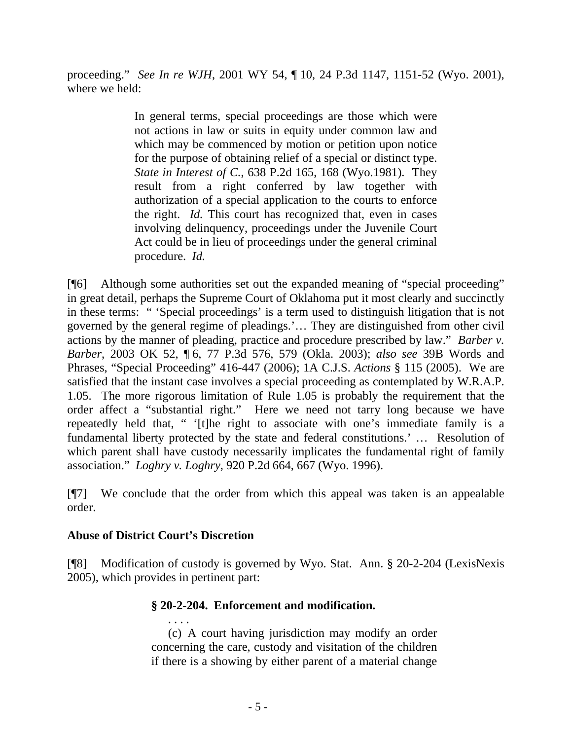proceeding." *See In re WJH*, 2001 WY 54, ¶ 10, 24 P.3d 1147, 1151-52 (Wyo. 2001), where we held:

> In general terms, special proceedings are those which were not actions in law or suits in equity under common law and which may be commenced by motion or petition upon notice for the purpose of obtaining relief of a special or distinct type. *State in Interest of C.*, 638 P.2d 165, 168 (Wyo.1981). They result from a right conferred by law together with authorization of a special application to the courts to enforce the right. *Id.* This court has recognized that, even in cases involving delinquency, proceedings under the Juvenile Court Act could be in lieu of proceedings under the general criminal procedure. *Id.*

[¶6] Although some authorities set out the expanded meaning of "special proceeding" in great detail, perhaps the Supreme Court of Oklahoma put it most clearly and succinctly in these terms: " 'Special proceedings' is a term used to distinguish litigation that is not governed by the general regime of pleadings.'… They are distinguished from other civil actions by the manner of pleading, practice and procedure prescribed by law." *Barber v. Barber*, 2003 OK 52, ¶ 6, 77 P.3d 576, 579 (Okla. 2003); *also see* 39B Words and Phrases, "Special Proceeding" 416-447 (2006); 1A C.J.S. *Actions* § 115 (2005). We are satisfied that the instant case involves a special proceeding as contemplated by W.R.A.P. 1.05. The more rigorous limitation of Rule 1.05 is probably the requirement that the order affect a "substantial right." Here we need not tarry long because we have repeatedly held that, " '[t]he right to associate with one's immediate family is a fundamental liberty protected by the state and federal constitutions.' … Resolution of which parent shall have custody necessarily implicates the fundamental right of family association." *Loghry v. Loghry*, 920 P.2d 664, 667 (Wyo. 1996).

[¶7] We conclude that the order from which this appeal was taken is an appealable order.

**Abuse of District Court's Discretion**

[¶8] Modification of custody is governed by Wyo. Stat. Ann. § 20-2-204 (LexisNexis 2005), which provides in pertinent part:

> **§ 20-2-204. Enforcement and modification.**
>
> . . . .
>
> (c) A court having jurisdiction may modify an order concerning the care, custody and visitation of the children if there is a showing by either parent of a material change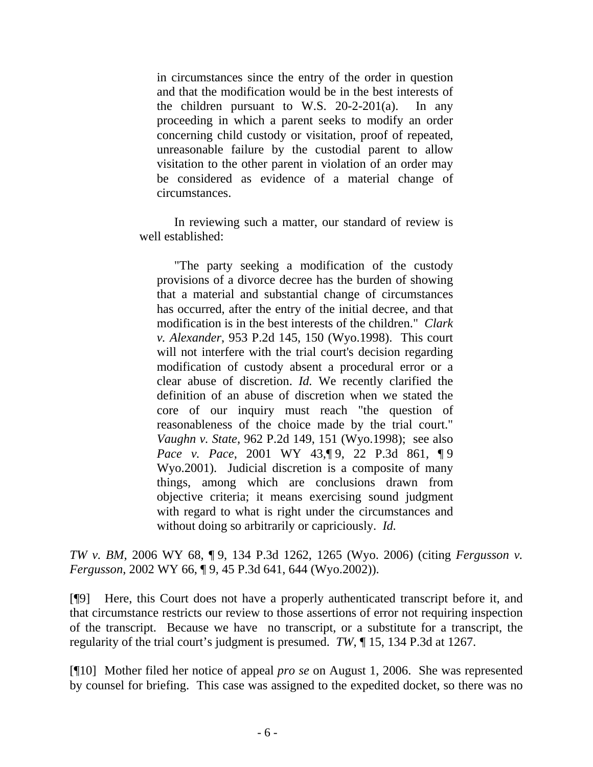> in circumstances since the entry of the order in question and that the modification would be in the best interests of the children pursuant to W.S. 20-2-201(a). In any proceeding in which a parent seeks to modify an order concerning child custody or visitation, proof of repeated, unreasonable failure by the custodial parent to allow visitation to the other parent in violation of an order may be considered as evidence of a material change of circumstances.

In reviewing such a matter, our standard of review is well established:

> "The party seeking a modification of the custody provisions of a divorce decree has the burden of showing that a material and substantial change of circumstances has occurred, after the entry of the initial decree, and that modification is in the best interests of the children." *Clark v. Alexander*, 953 P.2d 145, 150 (Wyo.1998). This court will not interfere with the trial court's decision regarding modification of custody absent a procedural error or a clear abuse of discretion. *Id.* We recently clarified the definition of an abuse of discretion when we stated the core of our inquiry must reach "the question of reasonableness of the choice made by the trial court." *Vaughn v. State*, 962 P.2d 149, 151 (Wyo.1998); see also *Pace v. Pace*, 2001 WY 43,¶ 9, 22 P.3d 861, ¶ 9 Wyo.2001). Judicial discretion is a composite of many things, among which are conclusions drawn from objective criteria; it means exercising sound judgment with regard to what is right under the circumstances and without doing so arbitrarily or capriciously. *Id.*

*TW v. BM*, 2006 WY 68, ¶ 9, 134 P.3d 1262, 1265 (Wyo. 2006) (citing *Fergusson v. Fergusson*, 2002 WY 66, ¶ 9, 45 P.3d 641, 644 (Wyo.2002)).

[¶9] Here, this Court does not have a properly authenticated transcript before it, and that circumstance restricts our review to those assertions of error not requiring inspection of the transcript. Because we have no transcript, or a substitute for a transcript, the regularity of the trial court's judgment is presumed. *TW*, ¶ 15, 134 P.3d at 1267.

[¶10] Mother filed her notice of appeal *pro se* on August 1, 2006. She was represented by counsel for briefing. This case was assigned to the expedited docket, so there was no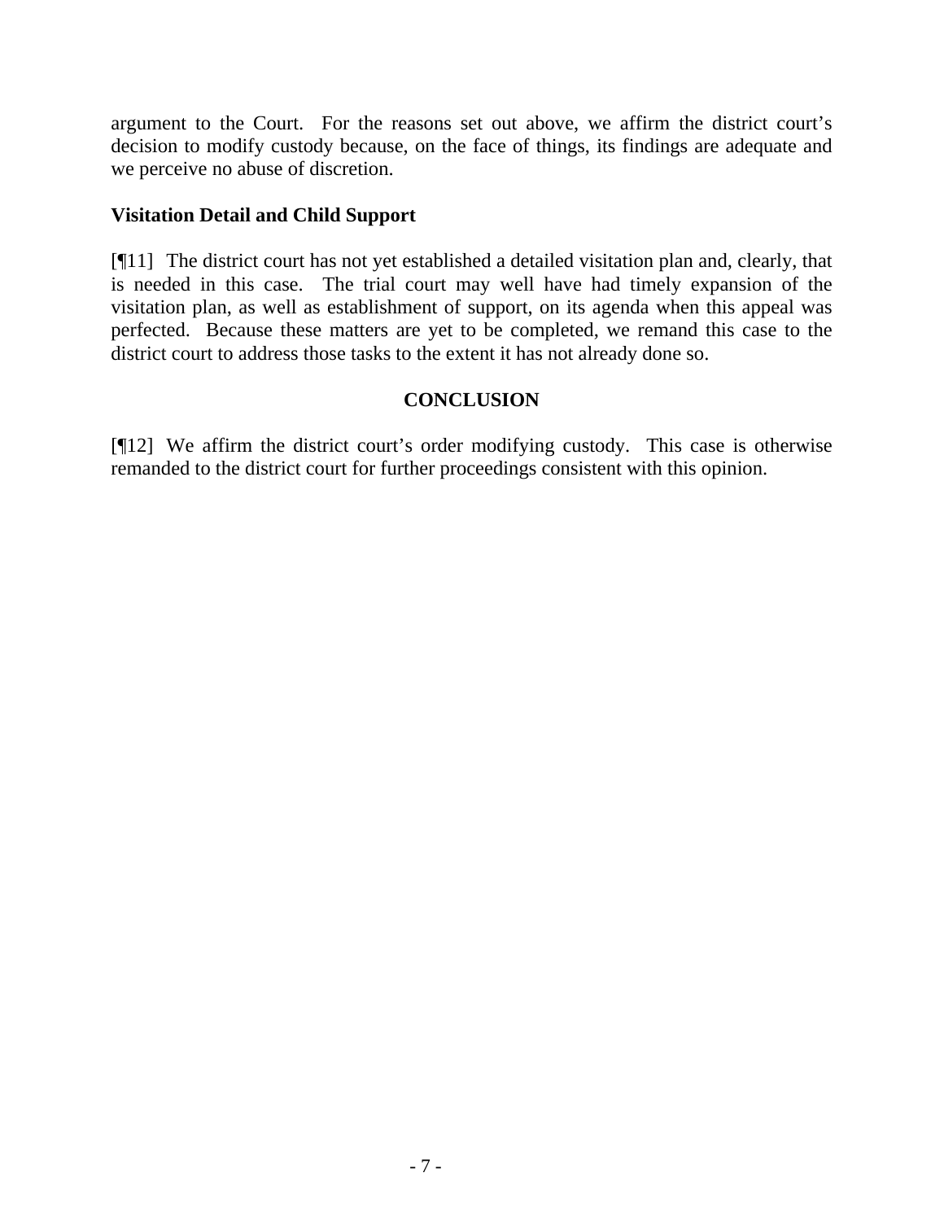argument to the Court. For the reasons set out above, we affirm the district court's decision to modify custody because, on the face of things, its findings are adequate and we perceive no abuse of discretion.

### Visitation Detail and Child Support

[¶11] The district court has not yet established a detailed visitation plan and, clearly, that is needed in this case. The trial court may well have had timely expansion of the visitation plan, as well as establishment of support, on its agenda when this appeal was perfected. Because these matters are yet to be completed, we remand this case to the district court to address those tasks to the extent it has not already done so.

## CONCLUSION

[¶12] We affirm the district court's order modifying custody. This case is otherwise remanded to the district court for further proceedings consistent with this opinion.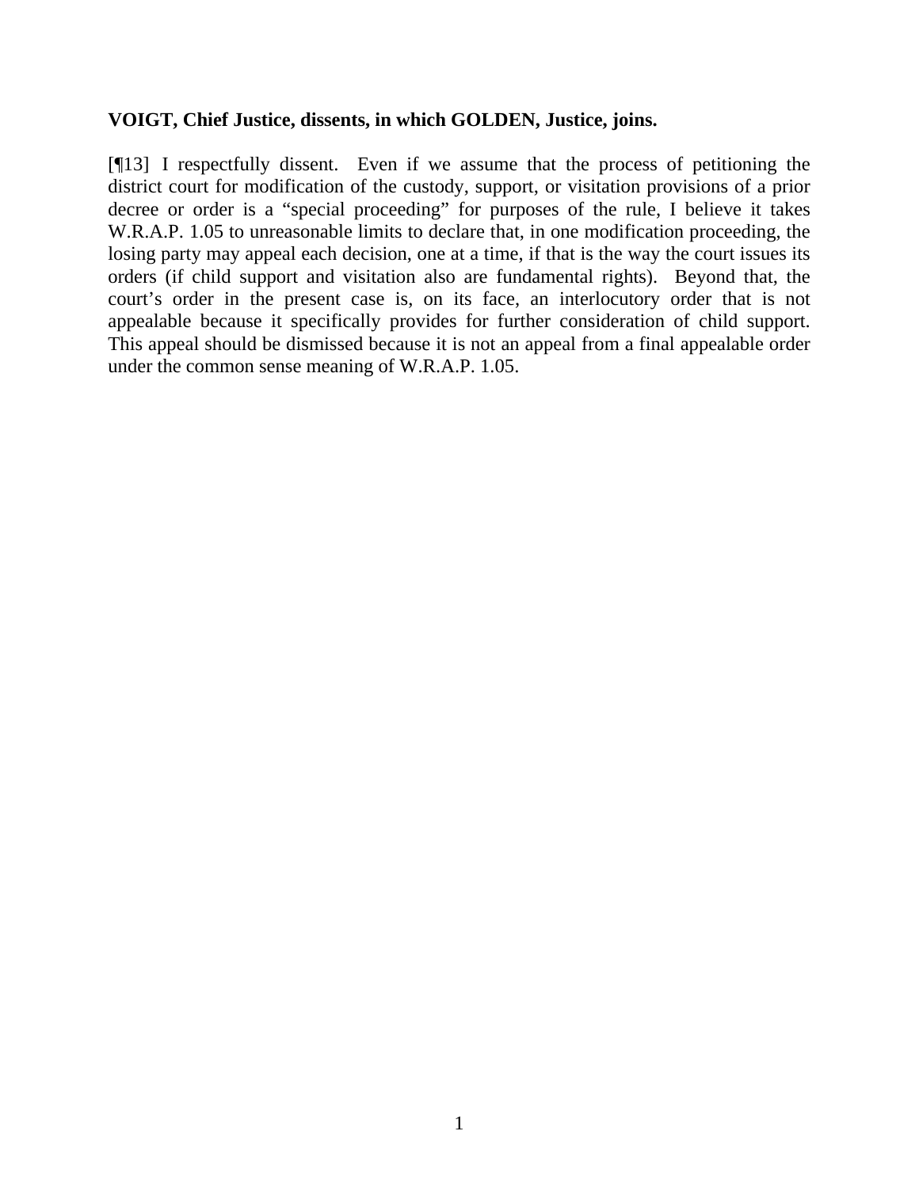**VOIGT, Chief Justice, dissents, in which GOLDEN, Justice, joins.**

[¶13] I respectfully dissent. Even if we assume that the process of petitioning the district court for modification of the custody, support, or visitation provisions of a prior decree or order is a “special proceeding” for purposes of the rule, I believe it takes W.R.A.P. 1.05 to unreasonable limits to declare that, in one modification proceeding, the losing party may appeal each decision, one at a time, if that is the way the court issues its orders (if child support and visitation also are fundamental rights). Beyond that, the court’s order in the present case is, on its face, an interlocutory order that is not appealable because it specifically provides for further consideration of child support. This appeal should be dismissed because it is not an appeal from a final appealable order under the common sense meaning of W.R.A.P. 1.05.